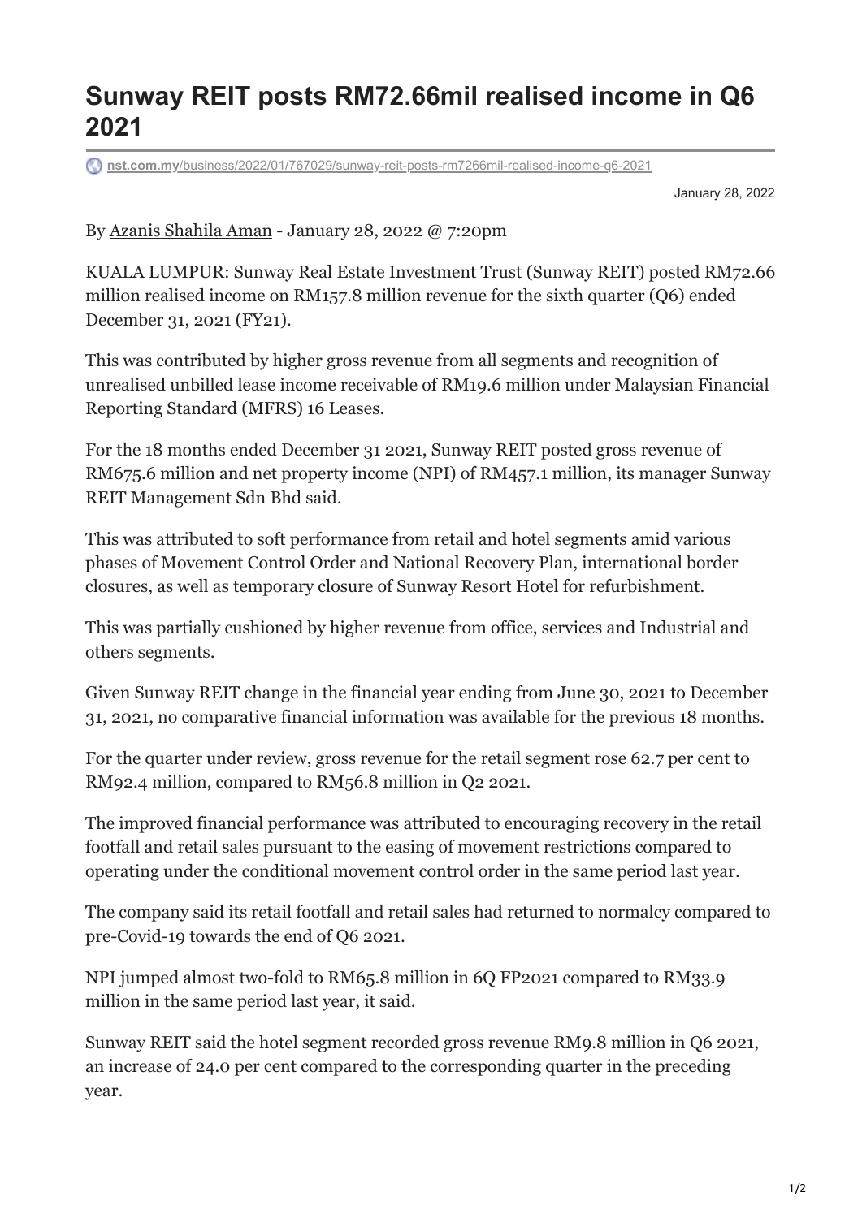# Sunway REIT posts RM72.66mil realised income in Q6 2021

nst.com.my/business/2022/01/767029/sunway-reit-posts-rm7266mil-realised-income-q6-2021

January 28, 2022

By Azanis Shahila Aman - January 28, 2022 @ 7:20pm

KUALA LUMPUR: Sunway Real Estate Investment Trust (Sunway REIT) posted RM72.66 million realised income on RM157.8 million revenue for the sixth quarter (Q6) ended December 31, 2021 (FY21).

This was contributed by higher gross revenue from all segments and recognition of unrealised unbilled lease income receivable of RM19.6 million under Malaysian Financial Reporting Standard (MFRS) 16 Leases.

For the 18 months ended December 31 2021, Sunway REIT posted gross revenue of RM675.6 million and net property income (NPI) of RM457.1 million, its manager Sunway REIT Management Sdn Bhd said.

This was attributed to soft performance from retail and hotel segments amid various phases of Movement Control Order and National Recovery Plan, international border closures, as well as temporary closure of Sunway Resort Hotel for refurbishment.

This was partially cushioned by higher revenue from office, services and Industrial and others segments.

Given Sunway REIT change in the financial year ending from June 30, 2021 to December 31, 2021, no comparative financial information was available for the previous 18 months.

For the quarter under review, gross revenue for the retail segment rose 62.7 per cent to RM92.4 million, compared to RM56.8 million in Q2 2021.

The improved financial performance was attributed to encouraging recovery in the retail footfall and retail sales pursuant to the easing of movement restrictions compared to operating under the conditional movement control order in the same period last year.

The company said its retail footfall and retail sales had returned to normalcy compared to pre-Covid-19 towards the end of Q6 2021.

NPI jumped almost two-fold to RM65.8 million in 6Q FP2021 compared to RM33.9 million in the same period last year, it said.

Sunway REIT said the hotel segment recorded gross revenue RM9.8 million in Q6 2021, an increase of 24.0 per cent compared to the corresponding quarter in the preceding year.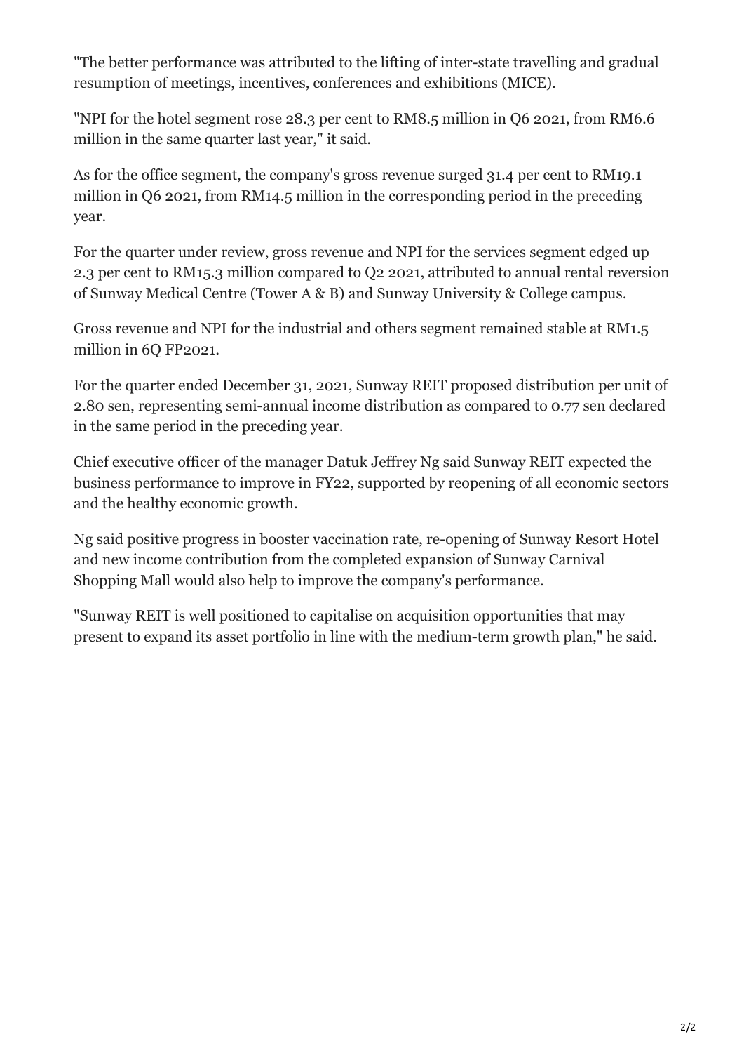"The better performance was attributed to the lifting of inter-state travelling and gradual resumption of meetings, incentives, conferences and exhibitions (MICE).

"NPI for the hotel segment rose 28.3 per cent to RM8.5 million in Q6 2021, from RM6.6 million in the same quarter last year," it said.

As for the office segment, the company's gross revenue surged 31.4 per cent to RM19.1 million in Q6 2021, from RM14.5 million in the corresponding period in the preceding year.

For the quarter under review, gross revenue and NPI for the services segment edged up 2.3 per cent to RM15.3 million compared to Q2 2021, attributed to annual rental reversion of Sunway Medical Centre (Tower A & B) and Sunway University & College campus.

Gross revenue and NPI for the industrial and others segment remained stable at RM1.5 million in 6Q FP2021.

For the quarter ended December 31, 2021, Sunway REIT proposed distribution per unit of 2.80 sen, representing semi-annual income distribution as compared to 0.77 sen declared in the same period in the preceding year.

Chief executive officer of the manager Datuk Jeffrey Ng said Sunway REIT expected the business performance to improve in FY22, supported by reopening of all economic sectors and the healthy economic growth.

Ng said positive progress in booster vaccination rate, re-opening of Sunway Resort Hotel and new income contribution from the completed expansion of Sunway Carnival Shopping Mall would also help to improve the company's performance.

"Sunway REIT is well positioned to capitalise on acquisition opportunities that may present to expand its asset portfolio in line with the medium-term growth plan," he said.